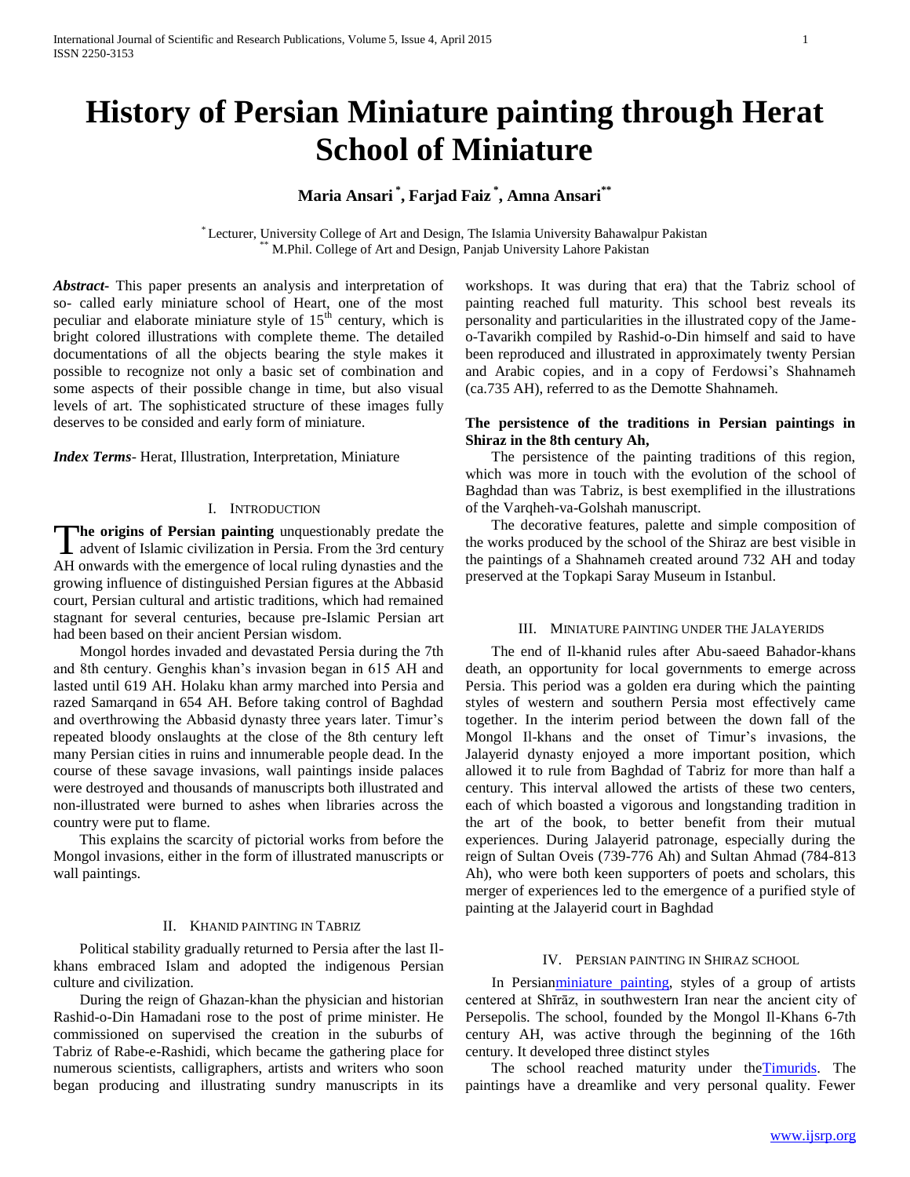# History of Persian Miniature painting through Herat School of Miniature

**Maria Ansari [*], Farjad Faiz [*], Amna Ansari [**]**

[*] Lecturer, University College of Art and Design, The Islamia University Bahawalpur Pakistan
[**] M.Phil. College of Art and Design, Panjab University Lahore Pakistan

***Abstract***- This paper presents an analysis and interpretation of so- called early miniature school of Heart, one of the most peculiar and elaborate miniature style of 15th century, which is bright colored illustrations with complete theme. The detailed documentations of all the objects bearing the style makes it possible to recognize not only a basic set of combination and some aspects of their possible change in time, but also visual levels of art. The sophisticated structure of these images fully deserves to be consided and early form of miniature.

***Index Terms***- Herat, Illustration, Interpretation, Miniature

## I. Introduction

**The origins of Persian painting** unquestionably predate the advent of Islamic civilization in Persia. From the 3rd century AH onwards with the emergence of local ruling dynasties and the growing influence of distinguished Persian figures at the Abbasid court, Persian cultural and artistic traditions, which had remained stagnant for several centuries, because pre-Islamic Persian art had been based on their ancient Persian wisdom.

Mongol hordes invaded and devastated Persia during the 7th and 8th century. Genghis khan's invasion began in 615 AH and lasted until 619 AH. Holaku khan army marched into Persia and razed Samarqand in 654 AH. Before taking control of Baghdad and overthrowing the Abbasid dynasty three years later. Timur's repeated bloody onslaughts at the close of the 8th century left many Persian cities in ruins and innumerable people dead. In the course of these savage invasions, wall paintings inside palaces were destroyed and thousands of manuscripts both illustrated and non-illustrated were burned to ashes when libraries across the country were put to flame.

This explains the scarcity of pictorial works from before the Mongol invasions, either in the form of illustrated manuscripts or wall paintings.

## II. Khanid painting in Tabriz

Political stability gradually returned to Persia after the last Il-khans embraced Islam and adopted the indigenous Persian culture and civilization.

During the reign of Ghazan-khan the physician and historian Rashid-o-Din Hamadani rose to the post of prime minister. He commissioned on supervised the creation in the suburbs of Tabriz of Rabe-e-Rashidi, which became the gathering place for numerous scientists, calligraphers, artists and writers who soon began producing and illustrating sundry manuscripts in its workshops. It was during that era) that the Tabriz school of painting reached full maturity. This school best reveals its personality and particularities in the illustrated copy of the Jame-o-Tavarikh compiled by Rashid-o-Din himself and said to have been reproduced and illustrated in approximately twenty Persian and Arabic copies, and in a copy of Ferdowsi's Shahnameh (ca.735 AH), referred to as the Demotte Shahnameh.

**The persistence of the traditions in Persian paintings in Shiraz in the 8th century Ah,**

The persistence of the painting traditions of this region, which was more in touch with the evolution of the school of Baghdad than was Tabriz, is best exemplified in the illustrations of the Varqheh-va-Golshah manuscript.

The decorative features, palette and simple composition of the works produced by the school of the Shiraz are best visible in the paintings of a Shahnameh created around 732 AH and today preserved at the Topkapi Saray Museum in Istanbul.

## III. Miniature painting under the Jalayerids

The end of Il-khanid rules after Abu-saeed Bahador-khans death, an opportunity for local governments to emerge across Persia. This period was a golden era during which the painting styles of western and southern Persia most effectively came together. In the interim period between the down fall of the Mongol Il-khans and the onset of Timur's invasions, the Jalayerid dynasty enjoyed a more important position, which allowed it to rule from Baghdad of Tabriz for more than half a century. This interval allowed the artists of these two centers, each of which boasted a vigorous and longstanding tradition in the art of the book, to better benefit from their mutual experiences. During Jalayerid patronage, especially during the reign of Sultan Oveis (739-776 Ah) and Sultan Ahmad (784-813 Ah), who were both keen supporters of poets and scholars, this merger of experiences led to the emergence of a purified style of painting at the Jalayerid court in Baghdad

## IV. Persian painting in Shiraz school

In Persianminiature painting, styles of a group of artists centered at Shīrāz, in southwestern Iran near the ancient city of Persepolis. The school, founded by the Mongol Il-Khans 6-7th century AH, was active through the beginning of the 16th century. It developed three distinct styles

The school reached maturity under theTimurids. The paintings have a dreamlike and very personal quality. Fewer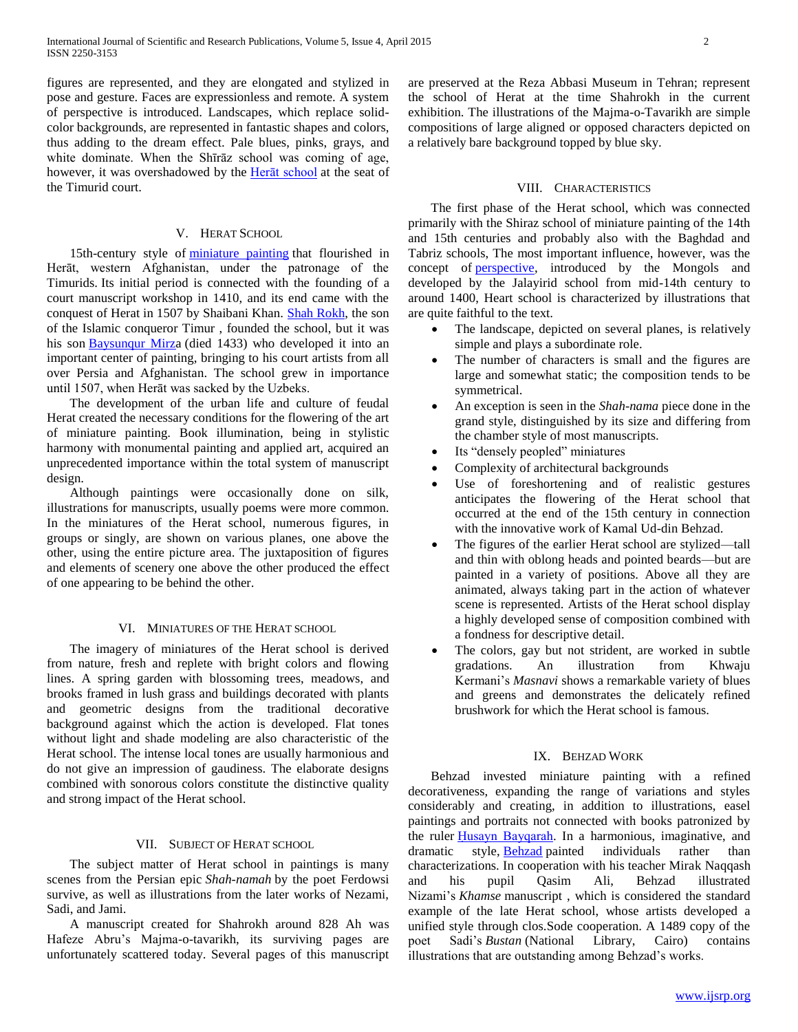figures are represented, and they are elongated and stylized in pose and gesture. Faces are expressionless and remote. A system of perspective is introduced. Landscapes, which replace solid-color backgrounds, are represented in fantastic shapes and colors, thus adding to the dream effect. Pale blues, pinks, grays, and white dominate. When the Shīrāz school was coming of age, however, it was overshadowed by the Herāt school at the seat of the Timurid court.

## V. Herat School

15th-century style of miniature painting that flourished in Herāt, western Afghanistan, under the patronage of the Timurids. Its initial period is connected with the founding of a court manuscript workshop in 1410, and its end came with the conquest of Herat in 1507 by Shaibani Khan. Shah Rokh, the son of the Islamic conqueror Timur , founded the school, but it was his son Baysunqur Mirza (died 1433) who developed it into an important center of painting, bringing to his court artists from all over Persia and Afghanistan. The school grew in importance until 1507, when Herāt was sacked by the Uzbeks.

The development of the urban life and culture of feudal Herat created the necessary conditions for the flowering of the art of miniature painting. Book illumination, being in stylistic harmony with monumental painting and applied art, acquired an unprecedented importance within the total system of manuscript design.

Although paintings were occasionally done on silk, illustrations for manuscripts, usually poems were more common. In the miniatures of the Herat school, numerous figures, in groups or singly, are shown on various planes, one above the other, using the entire picture area. The juxtaposition of figures and elements of scenery one above the other produced the effect of one appearing to be behind the other.

## VI. Miniatures of the Herat School

The imagery of miniatures of the Herat school is derived from nature, fresh and replete with bright colors and flowing lines. A spring garden with blossoming trees, meadows, and brooks framed in lush grass and buildings decorated with plants and geometric designs from the traditional decorative background against which the action is developed. Flat tones without light and shade modeling are also characteristic of the Herat school. The intense local tones are usually harmonious and do not give an impression of gaudiness. The elaborate designs combined with sonorous colors constitute the distinctive quality and strong impact of the Herat school.

## VII. Subject of Herat School

The subject matter of Herat school in paintings is many scenes from the Persian epic *Shah-namah* by the poet Ferdowsi survive, as well as illustrations from the later works of Nezami, Sadi, and Jami.

A manuscript created for Shahrokh around 828 Ah was Hafeze Abru's Majma-o-tavarikh, its surviving pages are unfortunately scattered today. Several pages of this manuscript are preserved at the Reza Abbasi Museum in Tehran; represent the school of Herat at the time Shahrokh in the current exhibition. The illustrations of the Majma-o-Tavarikh are simple compositions of large aligned or opposed characters depicted on a relatively bare background topped by blue sky.

## VIII. Characteristics

The first phase of the Herat school, which was connected primarily with the Shiraz school of miniature painting of the 14th and 15th centuries and probably also with the Baghdad and Tabriz schools, The most important influence, however, was the concept of perspective, introduced by the Mongols and developed by the Jalayirid school from mid-14th century to around 1400, Heart school is characterized by illustrations that are quite faithful to the text.

- The landscape, depicted on several planes, is relatively simple and plays a subordinate role.
- The number of characters is small and the figures are large and somewhat static; the composition tends to be symmetrical.
- An exception is seen in the *Shah-nama* piece done in the grand style, distinguished by its size and differing from the chamber style of most manuscripts.
- Its "densely peopled" miniatures
- Complexity of architectural backgrounds
- Use of foreshortening and of realistic gestures anticipates the flowering of the Herat school that occurred at the end of the 15th century in connection with the innovative work of Kamal Ud-din Behzad.
- The figures of the earlier Herat school are stylized—tall and thin with oblong heads and pointed beards—but are painted in a variety of positions. Above all they are animated, always taking part in the action of whatever scene is represented. Artists of the Herat school display a highly developed sense of composition combined with a fondness for descriptive detail.
- The colors, gay but not strident, are worked in subtle gradations. An illustration from Khwaju Kermani's *Masnavi* shows a remarkable variety of blues and greens and demonstrates the delicately refined brushwork for which the Herat school is famous.

## IX. Behzad Work

Behzad invested miniature painting with a refined decorativeness, expanding the range of variations and styles considerably and creating, in addition to illustrations, easel paintings and portraits not connected with books patronized by the ruler Husayn Bayqarah. In a harmonious, imaginative, and dramatic style, Behzad painted individuals rather than characterizations. In cooperation with his teacher Mirak Naqqash and his pupil Qasim Ali, Behzad illustrated Nizami's *Khamse* manuscript , which is considered the standard example of the late Herat school, whose artists developed a unified style through clos.Sode cooperation. A 1489 copy of the poet Sadi's *Bustan* (National Library, Cairo) contains illustrations that are outstanding among Behzad's works.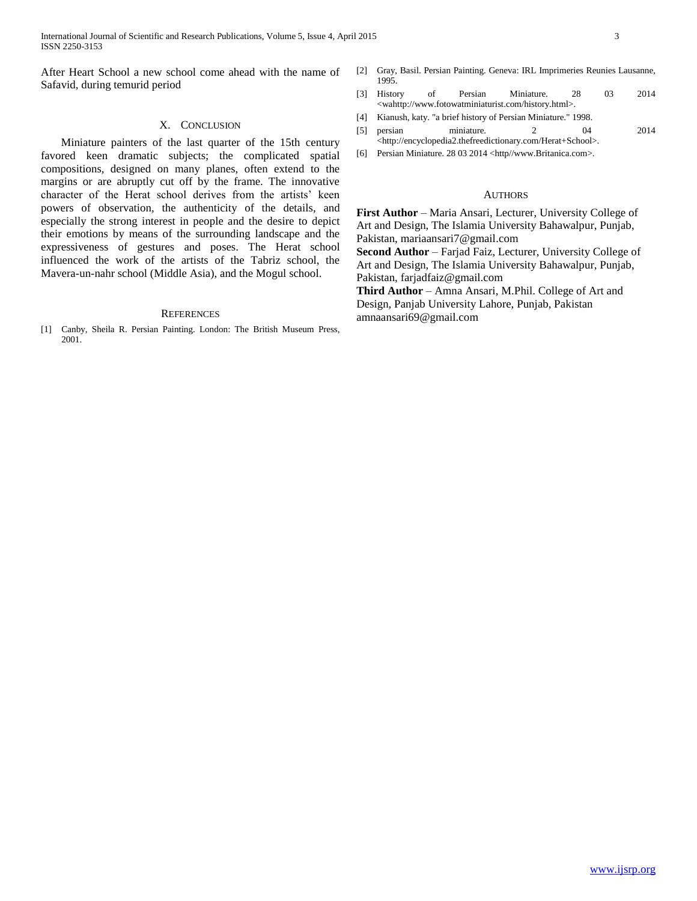After Heart School a new school come ahead with the name of Safavid, during temurid period

## X. Conclusion

Miniature painters of the last quarter of the 15th century favored keen dramatic subjects; the complicated spatial compositions, designed on many planes, often extend to the margins or are abruptly cut off by the frame. The innovative character of the Herat school derives from the artists' keen powers of observation, the authenticity of the details, and especially the strong interest in people and the desire to depict their emotions by means of the surrounding landscape and the expressiveness of gestures and poses. The Herat school influenced the work of the artists of the Tabriz school, the Mavera-un-nahr school (Middle Asia), and the Mogul school.

## References

[1] Canby, Sheila R. Persian Painting. London: The British Museum Press, 2001.

[2] Gray, Basil. Persian Painting. Geneva: IRL Imprimeries Reunies Lausanne, 1995.

[3] History of Persian Miniature. 28 03 2014 <wahttp://www.fotowatminiaturist.com/history.html>.

[4] Kianush, katy. "a brief history of Persian Miniature." 1998.

[5] persian miniature. 2 04 2014 <http://encyclopedia2.thefreedictionary.com/Herat+School>.

[6] Persian Miniature. 28 03 2014 <http//www.Britanica.com>.

## Authors

**First Author** – Maria Ansari, Lecturer, University College of Art and Design, The Islamia University Bahawalpur, Punjab, Pakistan, mariaansari7@gmail.com

**Second Author** – Farjad Faiz, Lecturer, University College of Art and Design, The Islamia University Bahawalpur, Punjab, Pakistan, farjadfaiz@gmail.com

**Third Author** – Amna Ansari, M.Phil. College of Art and Design, Panjab University Lahore, Punjab, Pakistan amnaansari69@gmail.com